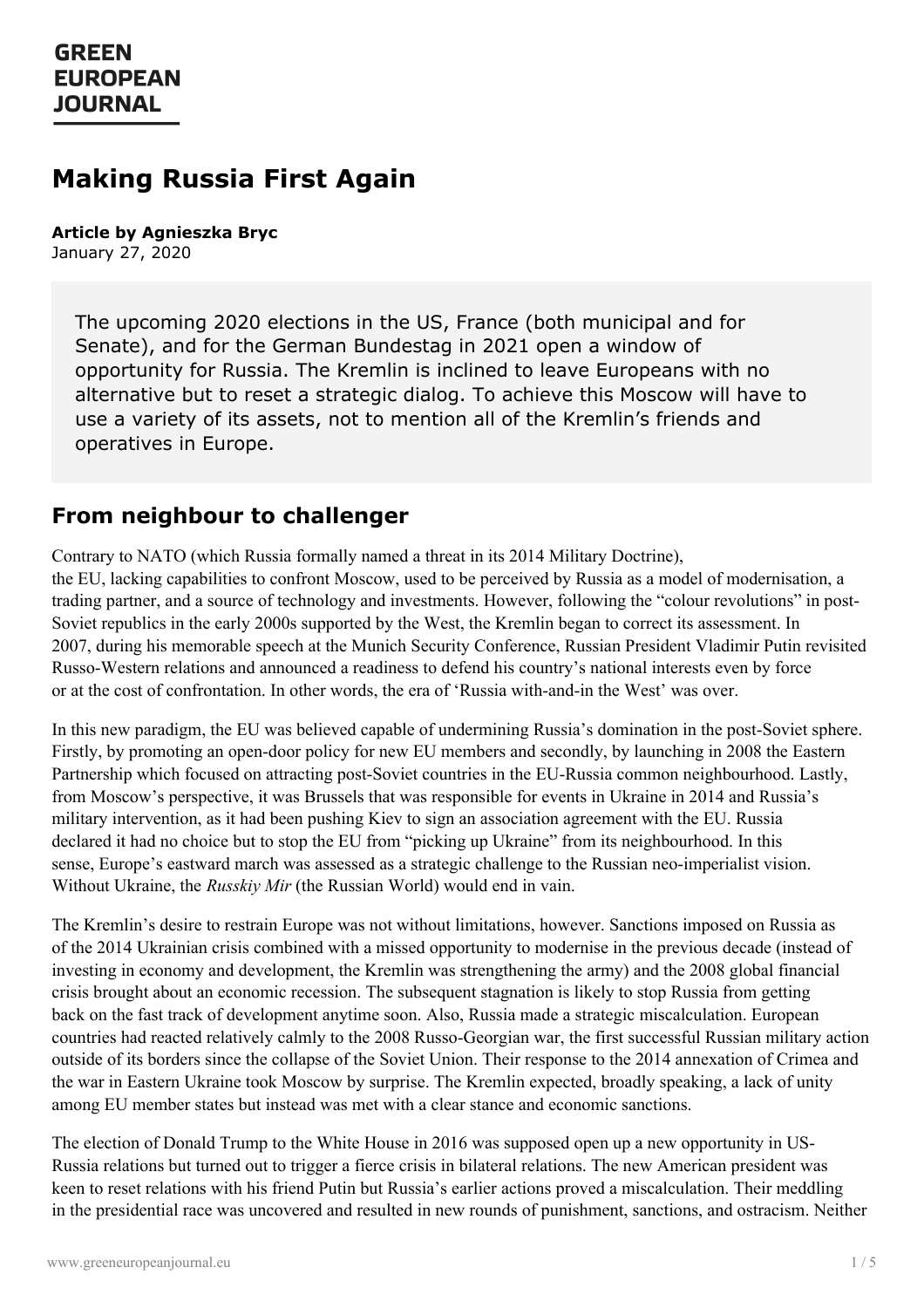# Making Russia First Again

**Article by Agnieszka Bryc**
January 27, 2020

> The upcoming 2020 elections in the US, France (both municipal and for Senate), and for the German Bundestag in 2021 open a window of opportunity for Russia. The Kremlin is inclined to leave Europeans with no alternative but to reset a strategic dialog. To achieve this Moscow will have to use a variety of its assets, not to mention all of the Kremlin's friends and operatives in Europe.

## From neighbour to challenger

Contrary to NATO (which Russia formally named a threat in its 2014 Military Doctrine), the EU, lacking capabilities to confront Moscow, used to be perceived by Russia as a model of modernisation, a trading partner, and a source of technology and investments. However, following the "colour revolutions" in post-Soviet republics in the early 2000s supported by the West, the Kremlin began to correct its assessment. In 2007, during his memorable speech at the Munich Security Conference, Russian President Vladimir Putin revisited Russo-Western relations and announced a readiness to defend his country's national interests even by force or at the cost of confrontation. In other words, the era of 'Russia with-and-in the West' was over.

In this new paradigm, the EU was believed capable of undermining Russia's domination in the post-Soviet sphere. Firstly, by promoting an open-door policy for new EU members and secondly, by launching in 2008 the Eastern Partnership which focused on attracting post-Soviet countries in the EU-Russia common neighbourhood. Lastly, from Moscow's perspective, it was Brussels that was responsible for events in Ukraine in 2014 and Russia's military intervention, as it had been pushing Kiev to sign an association agreement with the EU. Russia declared it had no choice but to stop the EU from "picking up Ukraine" from its neighbourhood. In this sense, Europe's eastward march was assessed as a strategic challenge to the Russian neo-imperialist vision. Without Ukraine, the *Russkiy Mir* (the Russian World) would end in vain.

The Kremlin's desire to restrain Europe was not without limitations, however. Sanctions imposed on Russia as of the 2014 Ukrainian crisis combined with a missed opportunity to modernise in the previous decade (instead of investing in economy and development, the Kremlin was strengthening the army) and the 2008 global financial crisis brought about an economic recession. The subsequent stagnation is likely to stop Russia from getting back on the fast track of development anytime soon. Also, Russia made a strategic miscalculation. European countries had reacted relatively calmly to the 2008 Russo-Georgian war, the first successful Russian military action outside of its borders since the collapse of the Soviet Union. Their response to the 2014 annexation of Crimea and the war in Eastern Ukraine took Moscow by surprise. The Kremlin expected, broadly speaking, a lack of unity among EU member states but instead was met with a clear stance and economic sanctions.

The election of Donald Trump to the White House in 2016 was supposed open up a new opportunity in US-Russia relations but turned out to trigger a fierce crisis in bilateral relations. The new American president was keen to reset relations with his friend Putin but Russia's earlier actions proved a miscalculation. Their meddling in the presidential race was uncovered and resulted in new rounds of punishment, sanctions, and ostracism. Neither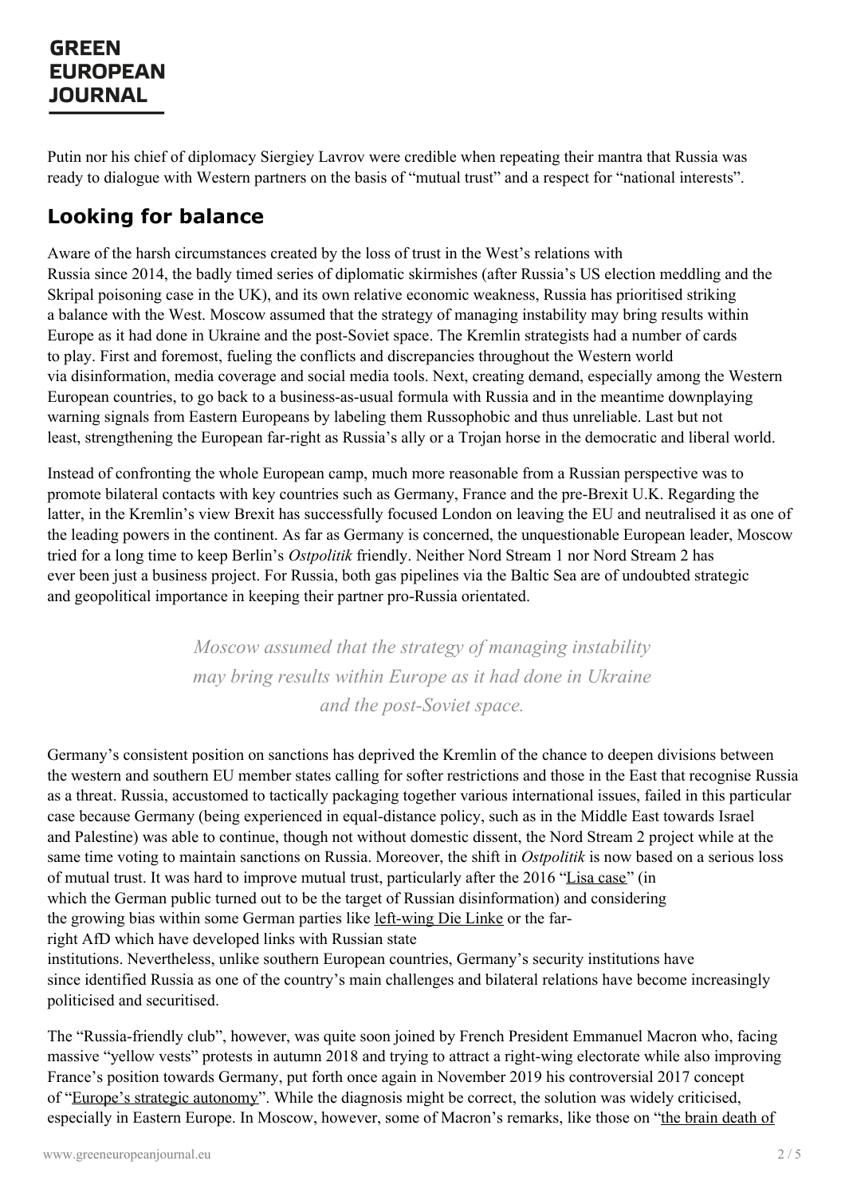Putin nor his chief of diplomacy Siergiey Lavrov were credible when repeating their mantra that Russia was ready to dialogue with Western partners on the basis of "mutual trust" and a respect for "national interests".

## Looking for balance

Aware of the harsh circumstances created by the loss of trust in the West's relations with Russia since 2014, the badly timed series of diplomatic skirmishes (after Russia's US election meddling and the Skripal poisoning case in the UK), and its own relative economic weakness, Russia has prioritised striking a balance with the West. Moscow assumed that the strategy of managing instability may bring results within Europe as it had done in Ukraine and the post-Soviet space. The Kremlin strategists had a number of cards to play. First and foremost, fueling the conflicts and discrepancies throughout the Western world via disinformation, media coverage and social media tools. Next, creating demand, especially among the Western European countries, to go back to a business-as-usual formula with Russia and in the meantime downplaying warning signals from Eastern Europeans by labeling them Russophobic and thus unreliable. Last but not least, strengthening the European far-right as Russia's ally or a Trojan horse in the democratic and liberal world.

Instead of confronting the whole European camp, much more reasonable from a Russian perspective was to promote bilateral contacts with key countries such as Germany, France and the pre-Brexit U.K. Regarding the latter, in the Kremlin's view Brexit has successfully focused London on leaving the EU and neutralised it as one of the leading powers in the continent. As far as Germany is concerned, the unquestionable European leader, Moscow tried for a long time to keep Berlin's *Ostpolitik* friendly. Neither Nord Stream 1 nor Nord Stream 2 has ever been just a business project. For Russia, both gas pipelines via the Baltic Sea are of undoubted strategic and geopolitical importance in keeping their partner pro-Russia orientated.

> *Moscow assumed that the strategy of managing instability may bring results within Europe as it had done in Ukraine and the post-Soviet space.*

Germany's consistent position on sanctions has deprived the Kremlin of the chance to deepen divisions between the western and southern EU member states calling for softer restrictions and those in the East that recognise Russia as a threat. Russia, accustomed to tactically packaging together various international issues, failed in this particular case because Germany (being experienced in equal-distance policy, such as in the Middle East towards Israel and Palestine) was able to continue, though not without domestic dissent, the Nord Stream 2 project while at the same time voting to maintain sanctions on Russia. Moreover, the shift in *Ostpolitik* is now based on a serious loss of mutual trust. It was hard to improve mutual trust, particularly after the 2016 "Lisa case" (in which the German public turned out to be the target of Russian disinformation) and considering the growing bias within some German parties like left-wing Die Linke or the far-right AfD which have developed links with Russian state institutions. Nevertheless, unlike southern European countries, Germany's security institutions have since identified Russia as one of the country's main challenges and bilateral relations have become increasingly politicised and securitised.

The "Russia-friendly club", however, was quite soon joined by French President Emmanuel Macron who, facing massive "yellow vests" protests in autumn 2018 and trying to attract a right-wing electorate while also improving France's position towards Germany, put forth once again in November 2019 his controversial 2017 concept of "Europe's strategic autonomy". While the diagnosis might be correct, the solution was widely criticised, especially in Eastern Europe. In Moscow, however, some of Macron's remarks, like those on "the brain death of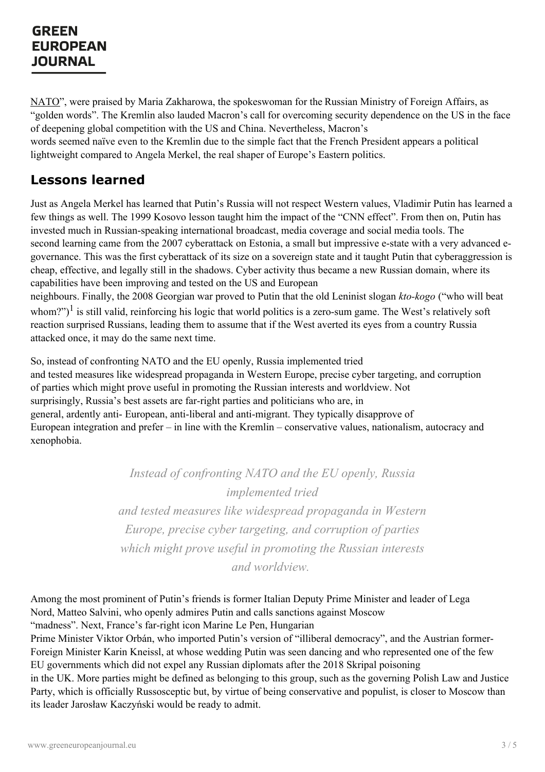NATO", were praised by Maria Zakharowa, the spokeswoman for the Russian Ministry of Foreign Affairs, as "golden words". The Kremlin also lauded Macron's call for overcoming security dependence on the US in the face of deepening global competition with the US and China. Nevertheless, Macron's words seemed naïve even to the Kremlin due to the simple fact that the French President appears a political lightweight compared to Angela Merkel, the real shaper of Europe's Eastern politics.

## Lessons learned

Just as Angela Merkel has learned that Putin's Russia will not respect Western values, Vladimir Putin has learned a few things as well. The 1999 Kosovo lesson taught him the impact of the "CNN effect". From then on, Putin has invested much in Russian-speaking international broadcast, media coverage and social media tools. The second learning came from the 2007 cyberattack on Estonia, a small but impressive e-state with a very advanced e-governance. This was the first cyberattack of its size on a sovereign state and it taught Putin that cyberaggression is cheap, effective, and legally still in the shadows. Cyber activity thus became a new Russian domain, where its capabilities have been improving and tested on the US and European neighbours. Finally, the 2008 Georgian war proved to Putin that the old Leninist slogan *kto-kogo* ("who will beat whom?")[1] is still valid, reinforcing his logic that world politics is a zero-sum game. The West's relatively soft reaction surprised Russians, leading them to assume that if the West averted its eyes from a country Russia attacked once, it may do the same next time.

So, instead of confronting NATO and the EU openly, Russia implemented tried and tested measures like widespread propaganda in Western Europe, precise cyber targeting, and corruption of parties which might prove useful in promoting the Russian interests and worldview. Not surprisingly, Russia's best assets are far-right parties and politicians who are, in general, ardently anti- European, anti-liberal and anti-migrant. They typically disapprove of European integration and prefer – in line with the Kremlin – conservative values, nationalism, autocracy and xenophobia.

> *Instead of confronting NATO and the EU openly, Russia implemented tried and tested measures like widespread propaganda in Western Europe, precise cyber targeting, and corruption of parties which might prove useful in promoting the Russian interests and worldview.*

Among the most prominent of Putin's friends is former Italian Deputy Prime Minister and leader of Lega Nord, Matteo Salvini, who openly admires Putin and calls sanctions against Moscow "madness". Next, France's far-right icon Marine Le Pen, Hungarian Prime Minister Viktor Orbán, who imported Putin's version of "illiberal democracy", and the Austrian former-Foreign Minister Karin Kneissl, at whose wedding Putin was seen dancing and who represented one of the few EU governments which did not expel any Russian diplomats after the 2018 Skripal poisoning in the UK. More parties might be defined as belonging to this group, such as the governing Polish Law and Justice Party, which is officially Russosceptic but, by virtue of being conservative and populist, is closer to Moscow than its leader Jarosław Kaczyński would be ready to admit.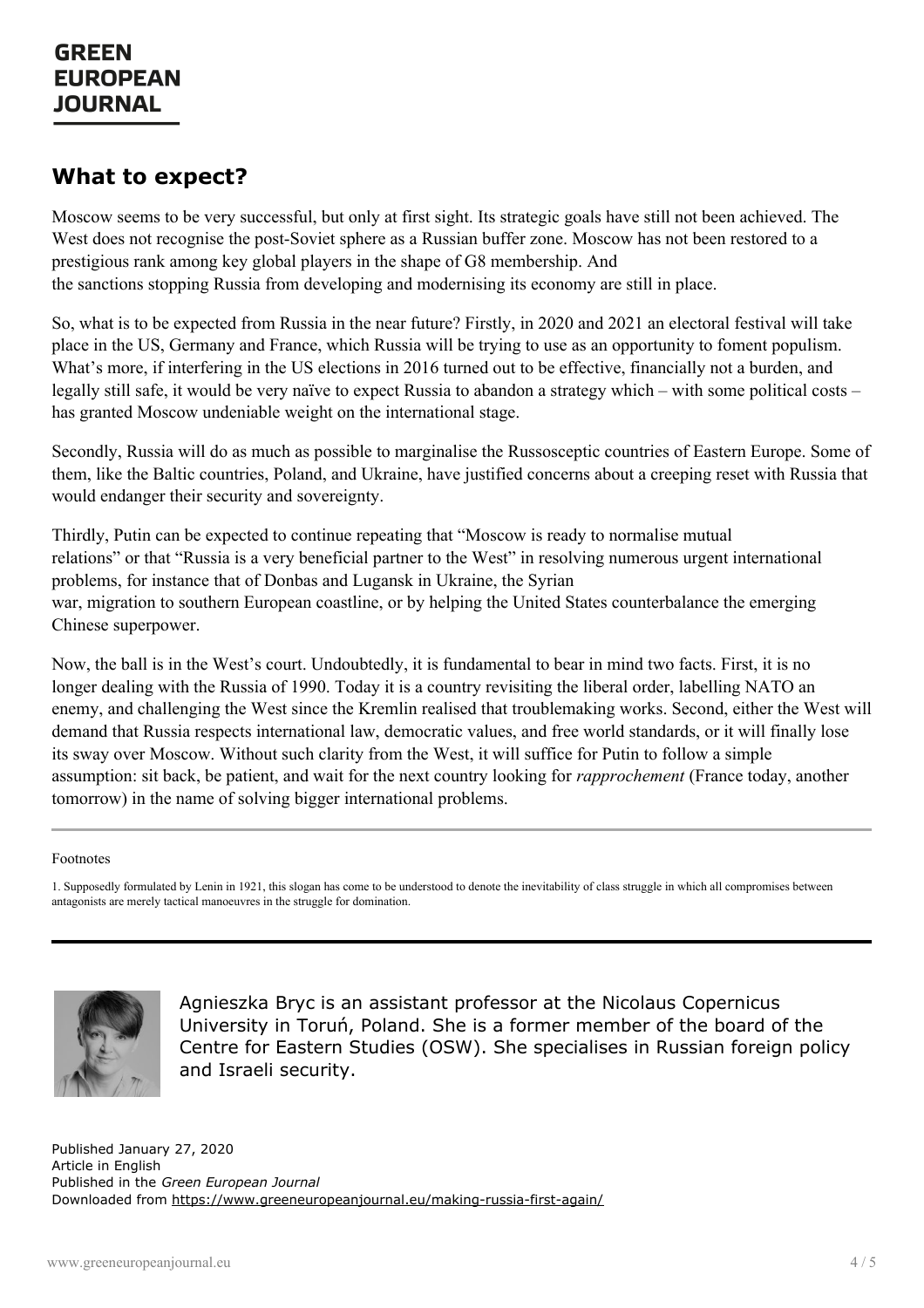## What to expect?

Moscow seems to be very successful, but only at first sight. Its strategic goals have still not been achieved. The West does not recognise the post-Soviet sphere as a Russian buffer zone. Moscow has not been restored to a prestigious rank among key global players in the shape of G8 membership. And the sanctions stopping Russia from developing and modernising its economy are still in place.

So, what is to be expected from Russia in the near future? Firstly, in 2020 and 2021 an electoral festival will take place in the US, Germany and France, which Russia will be trying to use as an opportunity to foment populism. What's more, if interfering in the US elections in 2016 turned out to be effective, financially not a burden, and legally still safe, it would be very naïve to expect Russia to abandon a strategy which – with some political costs – has granted Moscow undeniable weight on the international stage.

Secondly, Russia will do as much as possible to marginalise the Russosceptic countries of Eastern Europe. Some of them, like the Baltic countries, Poland, and Ukraine, have justified concerns about a creeping reset with Russia that would endanger their security and sovereignty.

Thirdly, Putin can be expected to continue repeating that "Moscow is ready to normalise mutual relations" or that "Russia is a very beneficial partner to the West" in resolving numerous urgent international problems, for instance that of Donbas and Lugansk in Ukraine, the Syrian war, migration to southern European coastline, or by helping the United States counterbalance the emerging Chinese superpower.

Now, the ball is in the West's court. Undoubtedly, it is fundamental to bear in mind two facts. First, it is no longer dealing with the Russia of 1990. Today it is a country revisiting the liberal order, labelling NATO an enemy, and challenging the West since the Kremlin realised that troublemaking works. Second, either the West will demand that Russia respects international law, democratic values, and free world standards, or it will finally lose its sway over Moscow. Without such clarity from the West, it will suffice for Putin to follow a simple assumption: sit back, be patient, and wait for the next country looking for *rapprochement* (France today, another tomorrow) in the name of solving bigger international problems.

---

Footnotes

1. Supposedly formulated by Lenin in 1921, this slogan has come to be understood to denote the inevitability of class struggle in which all compromises between antagonists are merely tactical manoeuvres in the struggle for domination.

---

Agnieszka Bryc is an assistant professor at the Nicolaus Copernicus University in Toruń, Poland. She is a former member of the board of the Centre for Eastern Studies (OSW). She specialises in Russian foreign policy and Israeli security.

Published January 27, 2020
Article in English
Published in the *Green European Journal*
Downloaded from https://www.greeneuropeanjournal.eu/making-russia-first-again/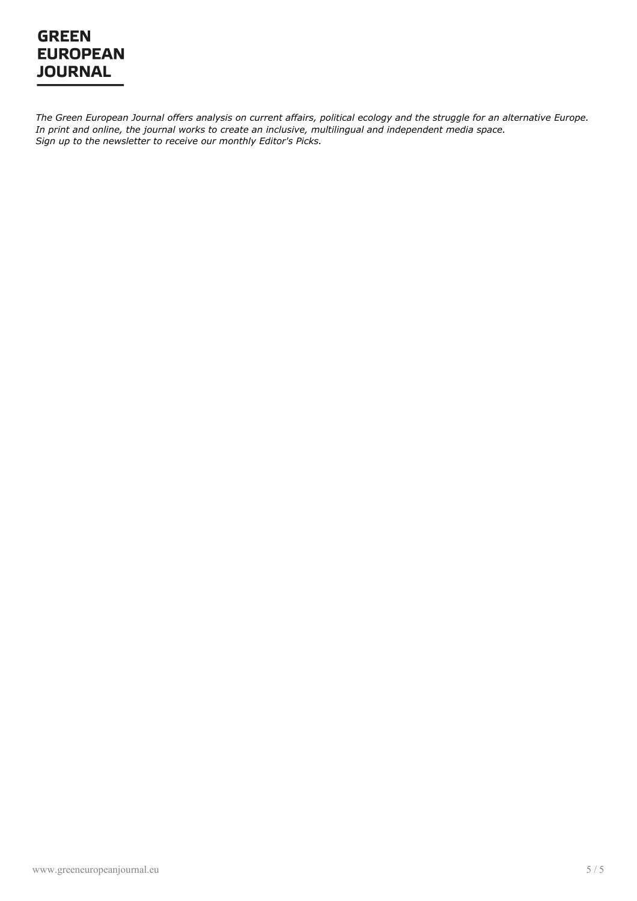# GREEN EUROPEAN JOURNAL

*The Green European Journal offers analysis on current affairs, political ecology and the struggle for an alternative Europe. In print and online, the journal works to create an inclusive, multilingual and independent media space. Sign up to the newsletter to receive our monthly Editor's Picks.*